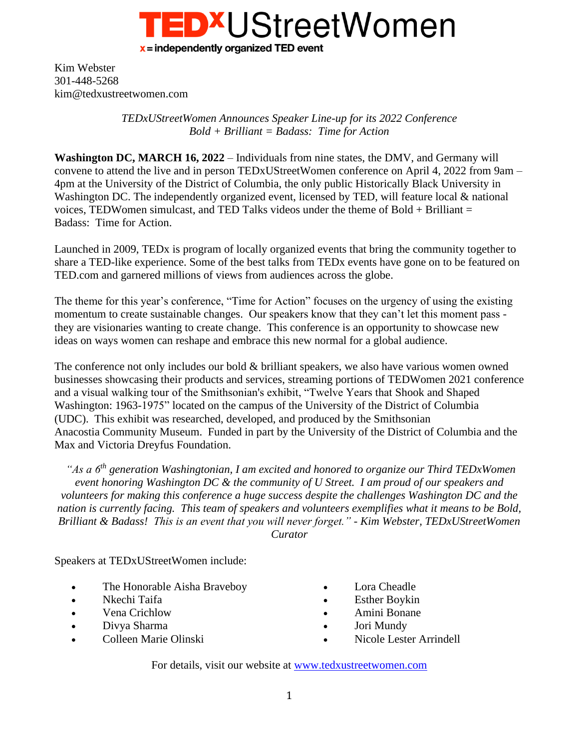# TEDxUStreetWomen

**x = independently organized TED event**

Kim Webster
301-448-5268
kim@tedxustreetwomen.com

*TEDxUStreetWomen Announces Speaker Line-up for its 2022 Conference*
*Bold + Brilliant = Badass: Time for Action*

**Washington DC, MARCH 16, 2022** – Individuals from nine states, the DMV, and Germany will convene to attend the live and in person TEDxUStreetWomen conference on April 4, 2022 from 9am – 4pm at the University of the District of Columbia, the only public Historically Black University in Washington DC. The independently organized event, licensed by TED, will feature local & national voices, TEDWomen simulcast, and TED Talks videos under the theme of Bold + Brilliant = Badass: Time for Action.

Launched in 2009, TEDx is program of locally organized events that bring the community together to share a TED-like experience. Some of the best talks from TEDx events have gone on to be featured on TED.com and garnered millions of views from audiences across the globe.

The theme for this year's conference, "Time for Action" focuses on the urgency of using the existing momentum to create sustainable changes. Our speakers know that they can't let this moment pass - they are visionaries wanting to create change. This conference is an opportunity to showcase new ideas on ways women can reshape and embrace this new normal for a global audience.

The conference not only includes our bold & brilliant speakers, we also have various women owned businesses showcasing their products and services, streaming portions of TEDWomen 2021 conference and a visual walking tour of the Smithsonian's exhibit, "Twelve Years that Shook and Shaped Washington: 1963-1975" located on the campus of the University of the District of Columbia (UDC). This exhibit was researched, developed, and produced by the Smithsonian Anacostia Community Museum. Funded in part by the University of the District of Columbia and the Max and Victoria Dreyfus Foundation.

*"As a 6th generation Washingtonian, I am excited and honored to organize our Third TEDxWomen event honoring Washington DC & the community of U Street. I am proud of our speakers and volunteers for making this conference a huge success despite the challenges Washington DC and the nation is currently facing. This team of speakers and volunteers exemplifies what it means to be Bold, Brilliant & Badass! This is an event that you will never forget." - Kim Webster, TEDxUStreetWomen Curator*

Speakers at TEDxUStreetWomen include:

- The Honorable Aisha Braveboy
- Nkechi Taifa
- Vena Crichlow
- Divya Sharma
- Colleen Marie Olinski
- Lora Cheadle
- Esther Boykin
- Amini Bonane
- Jori Mundy
- Nicole Lester Arrindell

For details, visit our website at [www.tedxustreetwomen.com](http://www.tedxustreetwomen.com)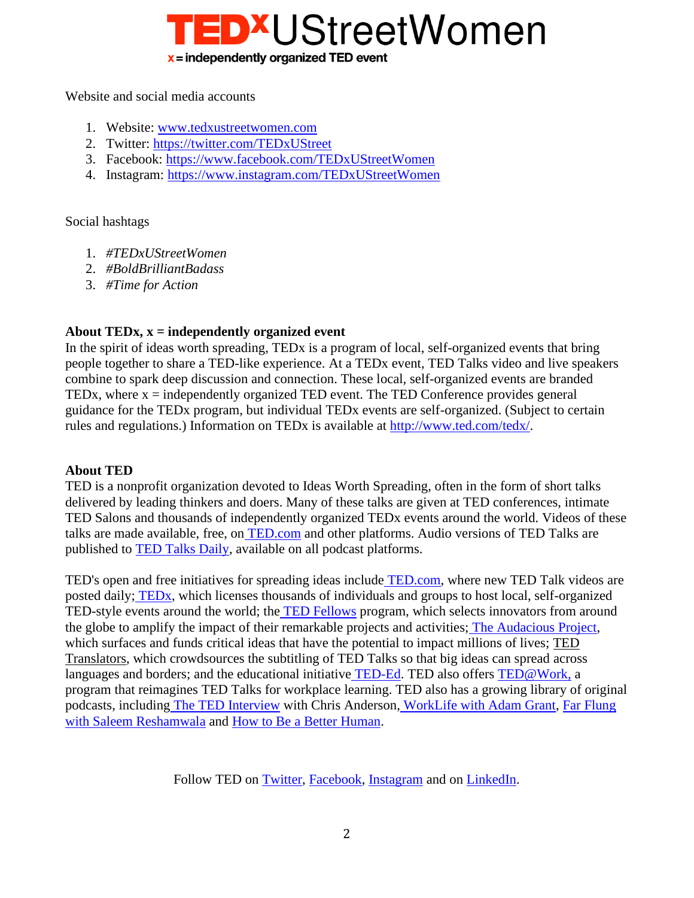# TEDxUStreetWomen

x = independently organized TED event

Website and social media accounts

1. Website: www.tedxustreetwomen.com
2. Twitter: https://twitter.com/TEDxUStreet
3. Facebook: https://www.facebook.com/TEDxUStreetWomen
4. Instagram: https://www.instagram.com/TEDxUStreetWomen

Social hashtags

1. *#TEDxUStreetWomen*
2. *#BoldBrilliantBadass*
3. *#Time for Action*

**About TEDx, x = independently organized event**
In the spirit of ideas worth spreading, TEDx is a program of local, self-organized events that bring people together to share a TED-like experience. At a TEDx event, TED Talks video and live speakers combine to spark deep discussion and connection. These local, self-organized events are branded TEDx, where x = independently organized TED event. The TED Conference provides general guidance for the TEDx program, but individual TEDx events are self-organized. (Subject to certain rules and regulations.) Information on TEDx is available at http://www.ted.com/tedx/.

**About TED**
TED is a nonprofit organization devoted to Ideas Worth Spreading, often in the form of short talks delivered by leading thinkers and doers. Many of these talks are given at TED conferences, intimate TED Salons and thousands of independently organized TEDx events around the world. Videos of these talks are made available, free, on TED.com and other platforms. Audio versions of TED Talks are published to TED Talks Daily, available on all podcast platforms.

TED's open and free initiatives for spreading ideas include TED.com, where new TED Talk videos are posted daily; TEDx, which licenses thousands of individuals and groups to host local, self-organized TED-style events around the world; the TED Fellows program, which selects innovators from around the globe to amplify the impact of their remarkable projects and activities; The Audacious Project, which surfaces and funds critical ideas that have the potential to impact millions of lives; TED Translators, which crowdsources the subtitling of TED Talks so that big ideas can spread across languages and borders; and the educational initiative TED-Ed. TED also offers TED@Work, a program that reimagines TED Talks for workplace learning. TED also has a growing library of original podcasts, including The TED Interview with Chris Anderson, WorkLife with Adam Grant, Far Flung with Saleem Reshamwala and How to Be a Better Human.

Follow TED on Twitter, Facebook, Instagram and on LinkedIn.